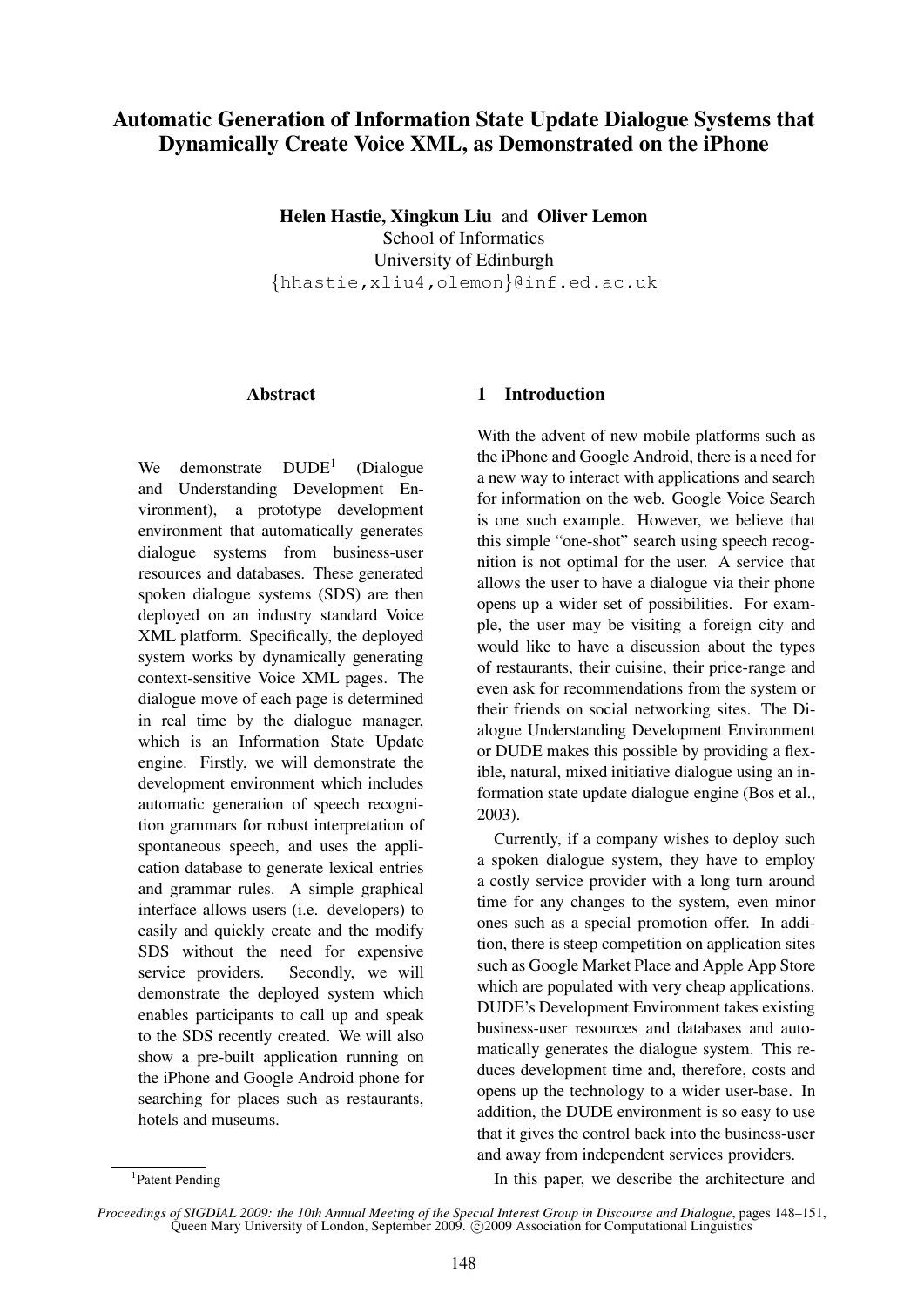# Automatic Generation of Information State Update Dialogue Systems that Dynamically Create Voice XML, as Demonstrated on the iPhone

**Helen Hastie, Xingkun Liu** and **Oliver Lemon**
School of Informatics
University of Edinburgh
{hhastie,xliu4,olemon}@inf.ed.ac.uk

## Abstract

We demonstrate DUDE[1] (Dialogue and Understanding Development Environment), a prototype development environment that automatically generates dialogue systems from business-user resources and databases. These generated spoken dialogue systems (SDS) are then deployed on an industry standard Voice XML platform. Specifically, the deployed system works by dynamically generating context-sensitive Voice XML pages. The dialogue move of each page is determined in real time by the dialogue manager, which is an Information State Update engine. Firstly, we will demonstrate the development environment which includes automatic generation of speech recognition grammars for robust interpretation of spontaneous speech, and uses the application database to generate lexical entries and grammar rules. A simple graphical interface allows users (i.e. developers) to easily and quickly create and the modify SDS without the need for expensive service providers. Secondly, we will demonstrate the deployed system which enables participants to call up and speak to the SDS recently created. We will also show a pre-built application running on the iPhone and Google Android phone for searching for places such as restaurants, hotels and museums.

[1] Patent Pending

## 1 Introduction

With the advent of new mobile platforms such as the iPhone and Google Android, there is a need for a new way to interact with applications and search for information on the web. Google Voice Search is one such example. However, we believe that this simple "one-shot" search using speech recognition is not optimal for the user. A service that allows the user to have a dialogue via their phone opens up a wider set of possibilities. For example, the user may be visiting a foreign city and would like to have a discussion about the types of restaurants, their cuisine, their price-range and even ask for recommendations from the system or their friends on social networking sites. The Dialogue Understanding Development Environment or DUDE makes this possible by providing a flexible, natural, mixed initiative dialogue using an information state update dialogue engine (Bos et al., 2003).

Currently, if a company wishes to deploy such a spoken dialogue system, they have to employ a costly service provider with a long turn around time for any changes to the system, even minor ones such as a special promotion offer. In addition, there is steep competition on application sites such as Google Market Place and Apple App Store which are populated with very cheap applications. DUDE's Development Environment takes existing business-user resources and databases and automatically generates the dialogue system. This reduces development time and, therefore, costs and opens up the technology to a wider user-base. In addition, the DUDE environment is so easy to use that it gives the control back into the business-user and away from independent services providers.

In this paper, we describe the architecture and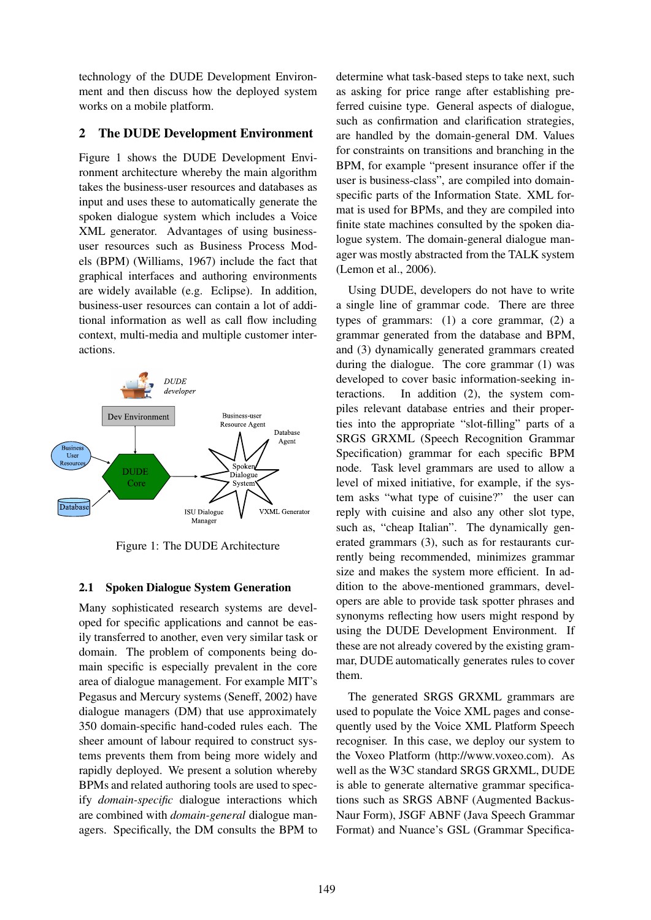technology of the DUDE Development Environment and then discuss how the deployed system works on a mobile platform.

## 2 The DUDE Development Environment

Figure 1 shows the DUDE Development Environment architecture whereby the main algorithm takes the business-user resources and databases as input and uses these to automatically generate the spoken dialogue system which includes a Voice XML generator. Advantages of using business-user resources such as Business Process Models (BPM) (Williams, 1967) include the fact that graphical interfaces and authoring environments are widely available (e.g. Eclipse). In addition, business-user resources can contain a lot of additional information as well as call flow including context, multi-media and multiple customer interactions.

Figure 1: The DUDE Architecture

### 2.1 Spoken Dialogue System Generation

Many sophisticated research systems are developed for specific applications and cannot be easily transferred to another, even very similar task or domain. The problem of components being domain specific is especially prevalent in the core area of dialogue management. For example MIT's Pegasus and Mercury systems (Seneff, 2002) have dialogue managers (DM) that use approximately 350 domain-specific hand-coded rules each. The sheer amount of labour required to construct systems prevents them from being more widely and rapidly deployed. We present a solution whereby BPMs and related authoring tools are used to specify *domain-specific* dialogue interactions which are combined with *domain-general* dialogue managers. Specifically, the DM consults the BPM to determine what task-based steps to take next, such as asking for price range after establishing preferred cuisine type. General aspects of dialogue, such as confirmation and clarification strategies, are handled by the domain-general DM. Values for constraints on transitions and branching in the BPM, for example "present insurance offer if the user is business-class", are compiled into domain-specific parts of the Information State. XML format is used for BPMs, and they are compiled into finite state machines consulted by the spoken dialogue system. The domain-general dialogue manager was mostly abstracted from the TALK system (Lemon et al., 2006).

Using DUDE, developers do not have to write a single line of grammar code. There are three types of grammars: (1) a core grammar, (2) a grammar generated from the database and BPM, and (3) dynamically generated grammars created during the dialogue. The core grammar (1) was developed to cover basic information-seeking interactions. In addition (2), the system compiles relevant database entries and their properties into the appropriate "slot-filling" parts of a SRGS GRXML (Speech Recognition Grammar Specification) grammar for each specific BPM node. Task level grammars are used to allow a level of mixed initiative, for example, if the system asks "what type of cuisine?" the user can reply with cuisine and also any other slot type, such as, "cheap Italian". The dynamically generated grammars (3), such as for restaurants currently being recommended, minimizes grammar size and makes the system more efficient. In addition to the above-mentioned grammars, developers are able to provide task spotter phrases and synonyms reflecting how users might respond by using the DUDE Development Environment. If these are not already covered by the existing grammar, DUDE automatically generates rules to cover them.

The generated SRGS GRXML grammars are used to populate the Voice XML pages and consequently used by the Voice XML Platform Speech recogniser. In this case, we deploy our system to the Voxeo Platform (http://www.voxeo.com). As well as the W3C standard SRGS GRXML, DUDE is able to generate alternative grammar specifications such as SRGS ABNF (Augmented Backus-Naur Form), JSGF ABNF (Java Speech Grammar Format) and Nuance's GSL (Grammar Specifica-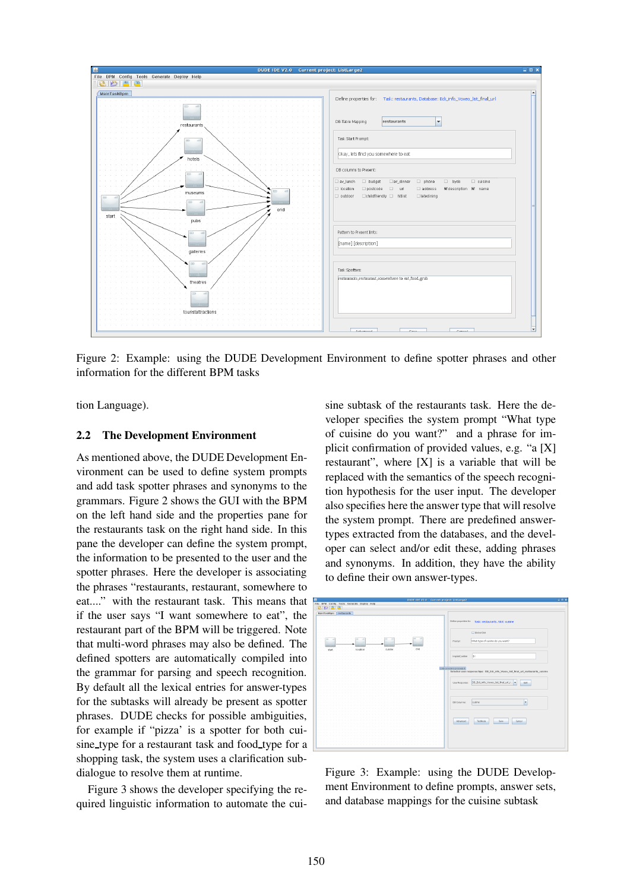Figure 2: Example: using the DUDE Development Environment to define spotter phrases and other information for the different BPM tasks

tion Language).

## 2.2 The Development Environment

As mentioned above, the DUDE Development Environment can be used to define system prompts and add task spotter phrases and synonyms to the grammars. Figure 2 shows the GUI with the BPM on the left hand side and the properties pane for the restaurants task on the right hand side. In this pane the developer can define the system prompt, the information to be presented to the user and the spotter phrases. Here the developer is associating the phrases "restaurants, restaurant, somewhere to eat...." with the restaurant task. This means that if the user says "I want somewhere to eat", the restaurant part of the BPM will be triggered. Note that multi-word phrases may also be defined. The defined spotters are automatically compiled into the grammar for parsing and speech recognition. By default all the lexical entries for answer-types for the subtasks will already be present as spotter phrases. DUDE checks for possible ambiguities, for example if "pizza' is a spotter for both cuisine_type for a restaurant task and food_type for a shopping task, the system uses a clarification subdialogue to resolve them at runtime.

Figure 3 shows the developer specifying the required linguistic information to automate the cuisine subtask of the restaurants task. Here the developer specifies the system prompt "What type of cuisine do you want?" and a phrase for implicit confirmation of provided values, e.g. "a [X] restaurant", where [X] is a variable that will be replaced with the semantics of the speech recognition hypothesis for the user input. The developer also specifies here the answer type that will resolve the system prompt. There are predefined answer-types extracted from the databases, and the developer can select and/or edit these, adding phrases and synonyms. In addition, they have the ability to define their own answer-types.

Figure 3: Example: using the DUDE Development Environment to define prompts, answer sets, and database mappings for the cuisine subtask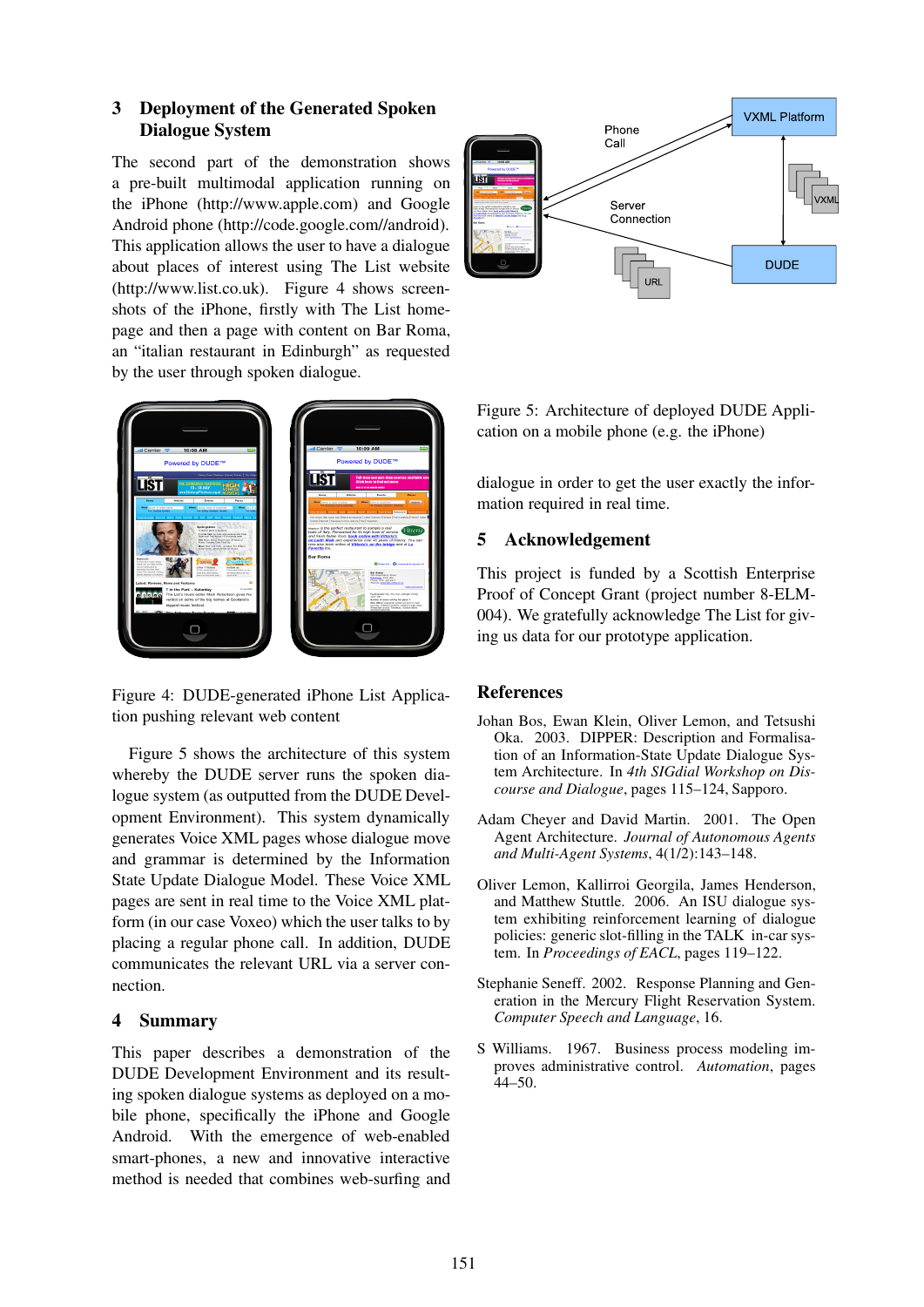## 3 Deployment of the Generated Spoken Dialogue System

The second part of the demonstration shows a pre-built multimodal application running on the iPhone (http://www.apple.com) and Google Android phone (http://code.google.com//android). This application allows the user to have a dialogue about places of interest using The List website (http://www.list.co.uk). Figure 4 shows screenshots of the iPhone, firstly with The List homepage and then a page with content on Bar Roma, an “italian restaurant in Edinburgh” as requested by the user through spoken dialogue.

Figure 4: DUDE-generated iPhone List Application pushing relevant web content

Figure 5 shows the architecture of this system whereby the DUDE server runs the spoken dialogue system (as outputted from the DUDE Development Environment). This system dynamically generates Voice XML pages whose dialogue move and grammar is determined by the Information State Update Dialogue Model. These Voice XML pages are sent in real time to the Voice XML platform (in our case Voxeo) which the user talks to by placing a regular phone call. In addition, DUDE communicates the relevant URL via a server connection.

Phone Call

VXML Platform

VXML

Server Connection

DUDE

URL

Figure 5: Architecture of deployed DUDE Application on a mobile phone (e.g. the iPhone)

## 4 Summary

This paper describes a demonstration of the DUDE Development Environment and its resulting spoken dialogue systems as deployed on a mobile phone, specifically the iPhone and Google Android. With the emergence of web-enabled smart-phones, a new and innovative interactive method is needed that combines web-surfing and dialogue in order to get the user exactly the information required in real time.

## 5 Acknowledgement

This project is funded by a Scottish Enterprise Proof of Concept Grant (project number 8-ELM-004). We gratefully acknowledge The List for giving us data for our prototype application.

## References

Johan Bos, Ewan Klein, Oliver Lemon, and Tetsushi Oka. 2003. DIPPER: Description and Formalisation of an Information-State Update Dialogue System Architecture. In *4th SIGdial Workshop on Discourse and Dialogue*, pages 115–124, Sapporo.

Adam Cheyer and David Martin. 2001. The Open Agent Architecture. *Journal of Autonomous Agents and Multi-Agent Systems*, 4(1/2):143–148.

Oliver Lemon, Kallirroi Georgila, James Henderson, and Matthew Stuttle. 2006. An ISU dialogue system exhibiting reinforcement learning of dialogue policies: generic slot-filling in the TALK in-car system. In *Proceedings of EACL*, pages 119–122.

Stephanie Seneff. 2002. Response Planning and Generation in the Mercury Flight Reservation System. *Computer Speech and Language*, 16.

S Williams. 1967. Business process modeling improves administrative control. *Automation*, pages 44–50.